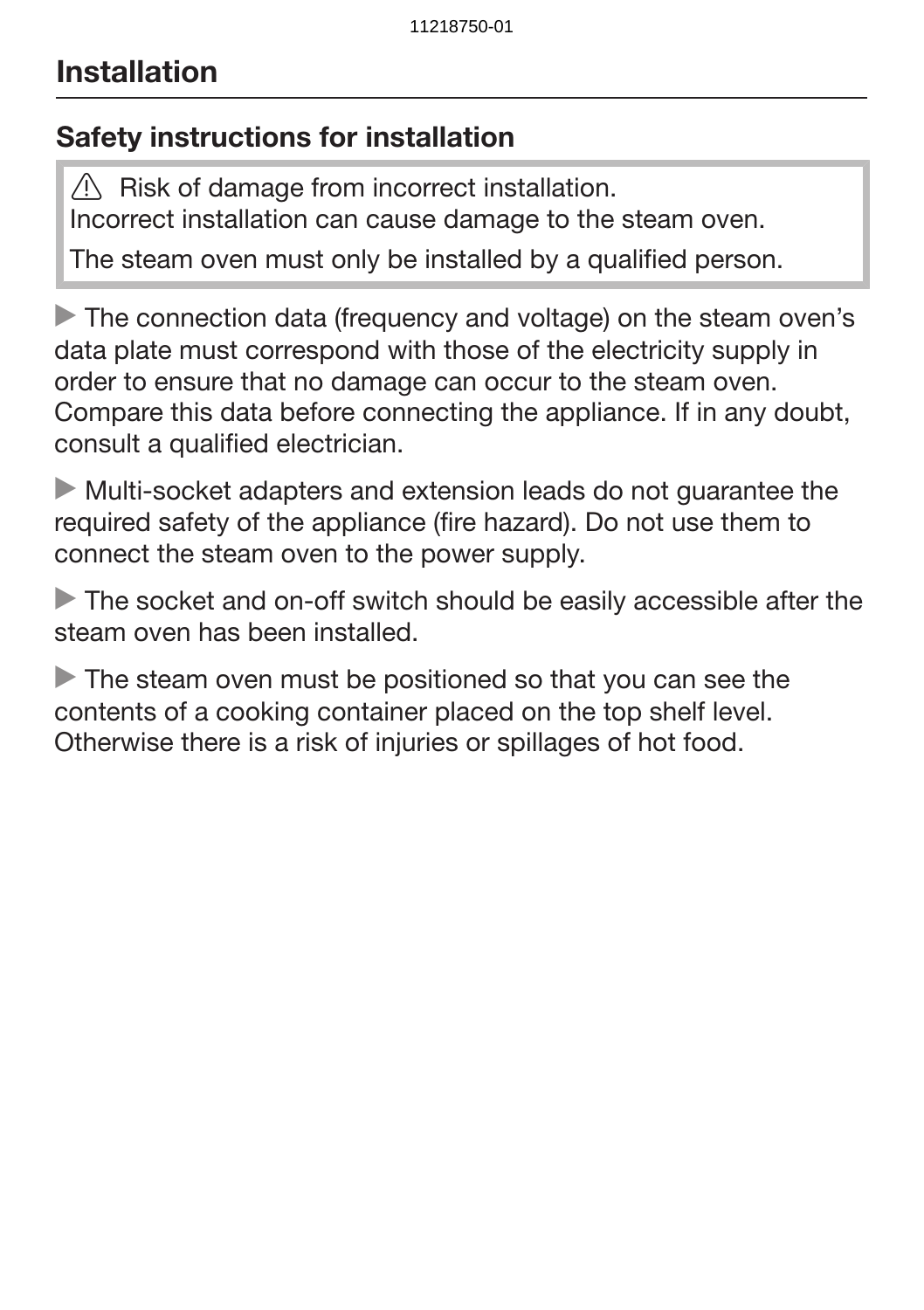# Installation

## Safety instructions for installation

> ⚠ Risk of damage from incorrect installation.
> Incorrect installation can cause damage to the steam oven.
>
> The steam oven must only be installed by a qualified person.

▶ The connection data (frequency and voltage) on the steam oven's data plate must correspond with those of the electricity supply in order to ensure that no damage can occur to the steam oven. Compare this data before connecting the appliance. If in any doubt, consult a qualified electrician.

▶ Multi-socket adapters and extension leads do not guarantee the required safety of the appliance (fire hazard). Do not use them to connect the steam oven to the power supply.

▶ The socket and on-off switch should be easily accessible after the steam oven has been installed.

▶ The steam oven must be positioned so that you can see the contents of a cooking container placed on the top shelf level. Otherwise there is a risk of injuries or spillages of hot food.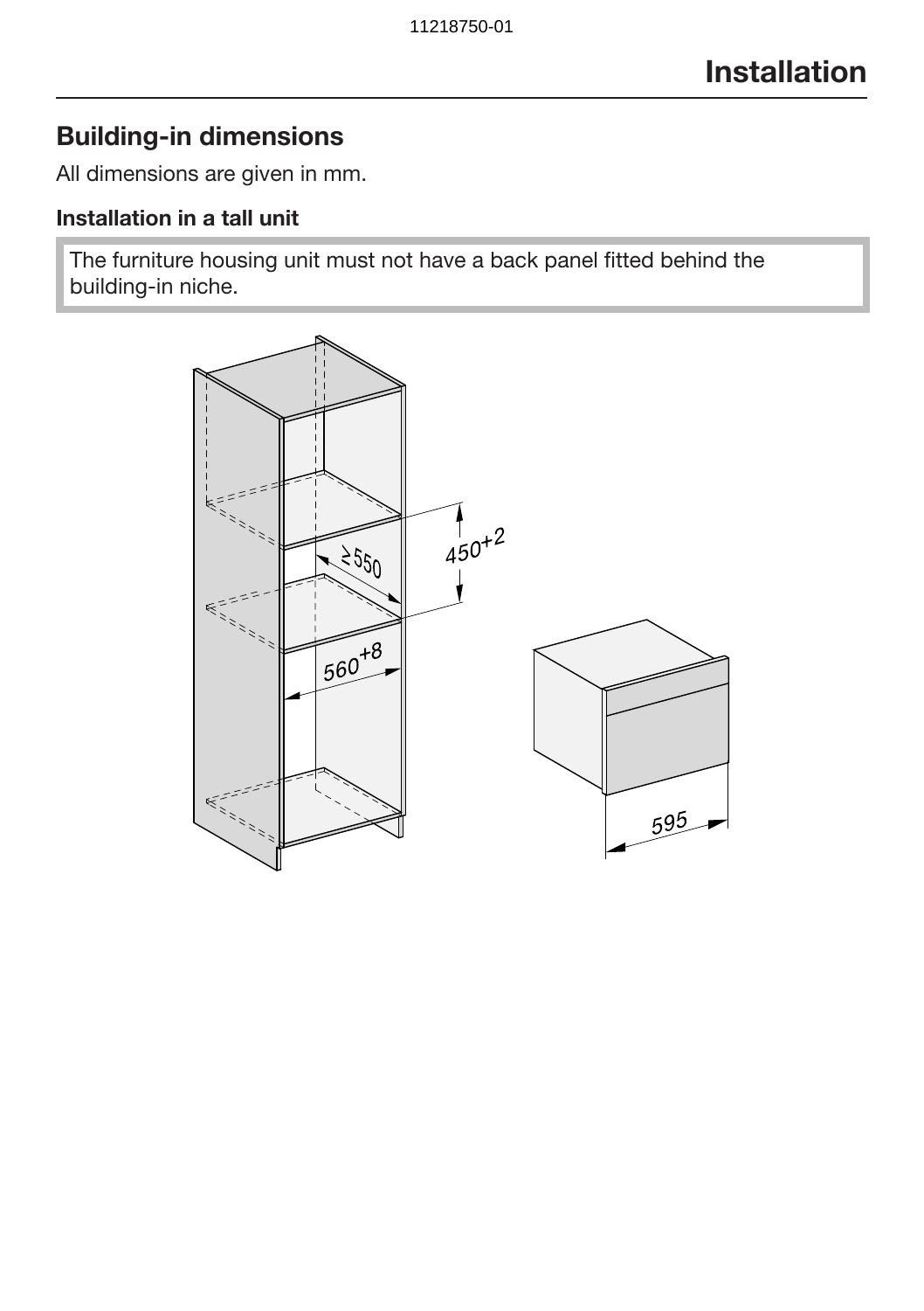# Installation

## Building-in dimensions

All dimensions are given in mm.

### Installation in a tall unit

The furniture housing unit must not have a back panel fitted behind the building-in niche.

≥550

$450^{+2}$

$560^{+8}$

595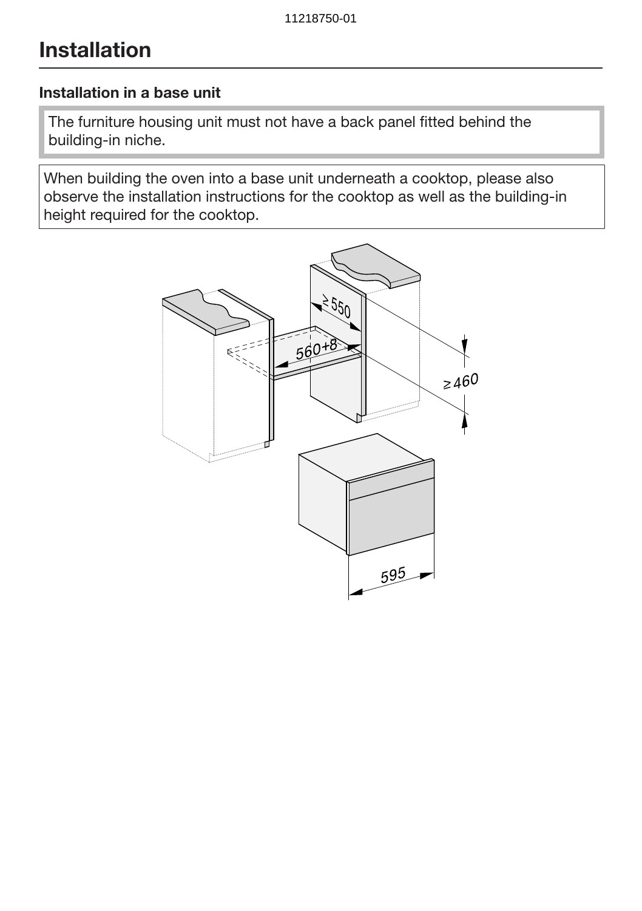# Installation

### Installation in a base unit

The furniture housing unit must not have a back panel fitted behind the building-in niche.

When building the oven into a base unit underneath a cooktop, please also observe the installation instructions for the cooktop as well as the building-in height required for the cooktop.

≥ 550

560+8

≥ 460

595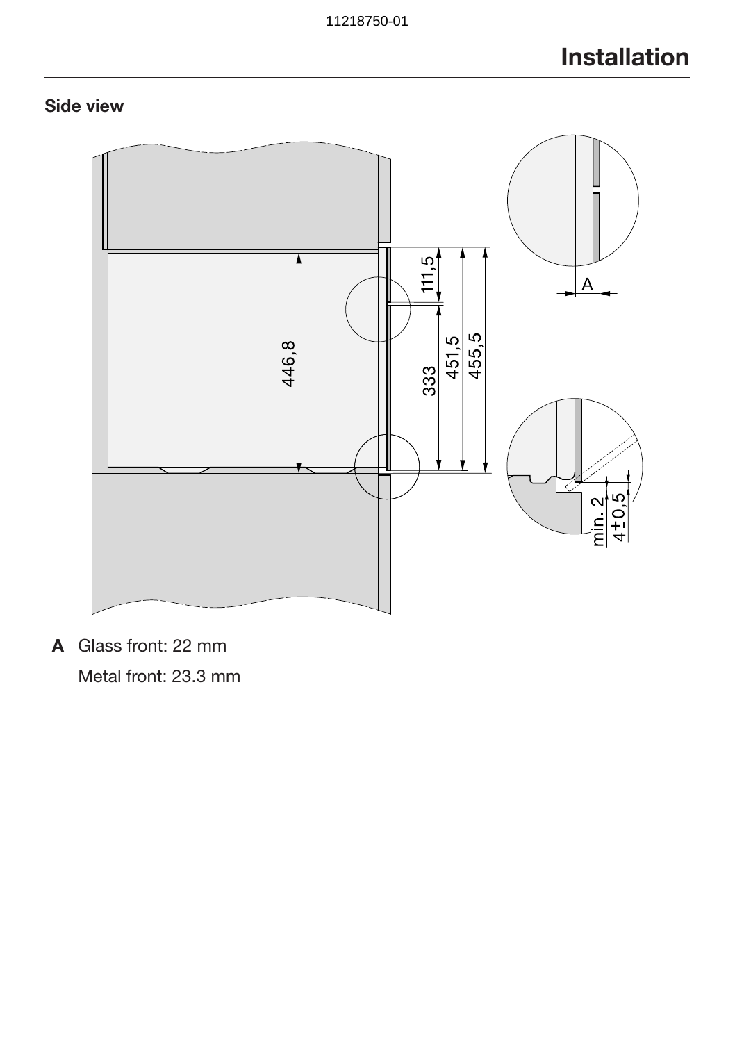## Installation

### Side view

111,5

446,8

333

451,5

455,5

A

min. 2

4±0,5

**A** Glass front: 22 mm

Metal front: 23.3 mm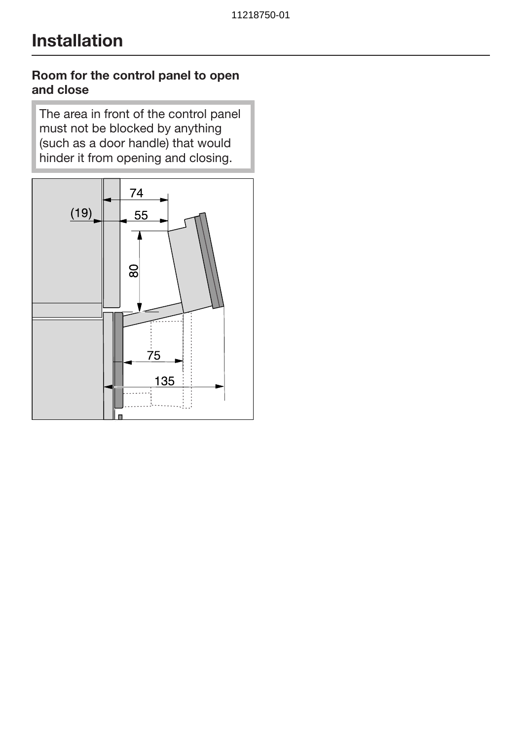# Installation

### Room for the control panel to open and close

The area in front of the control panel must not be blocked by anything (such as a door handle) that would hinder it from opening and closing.

74

(19)

55

80

75

135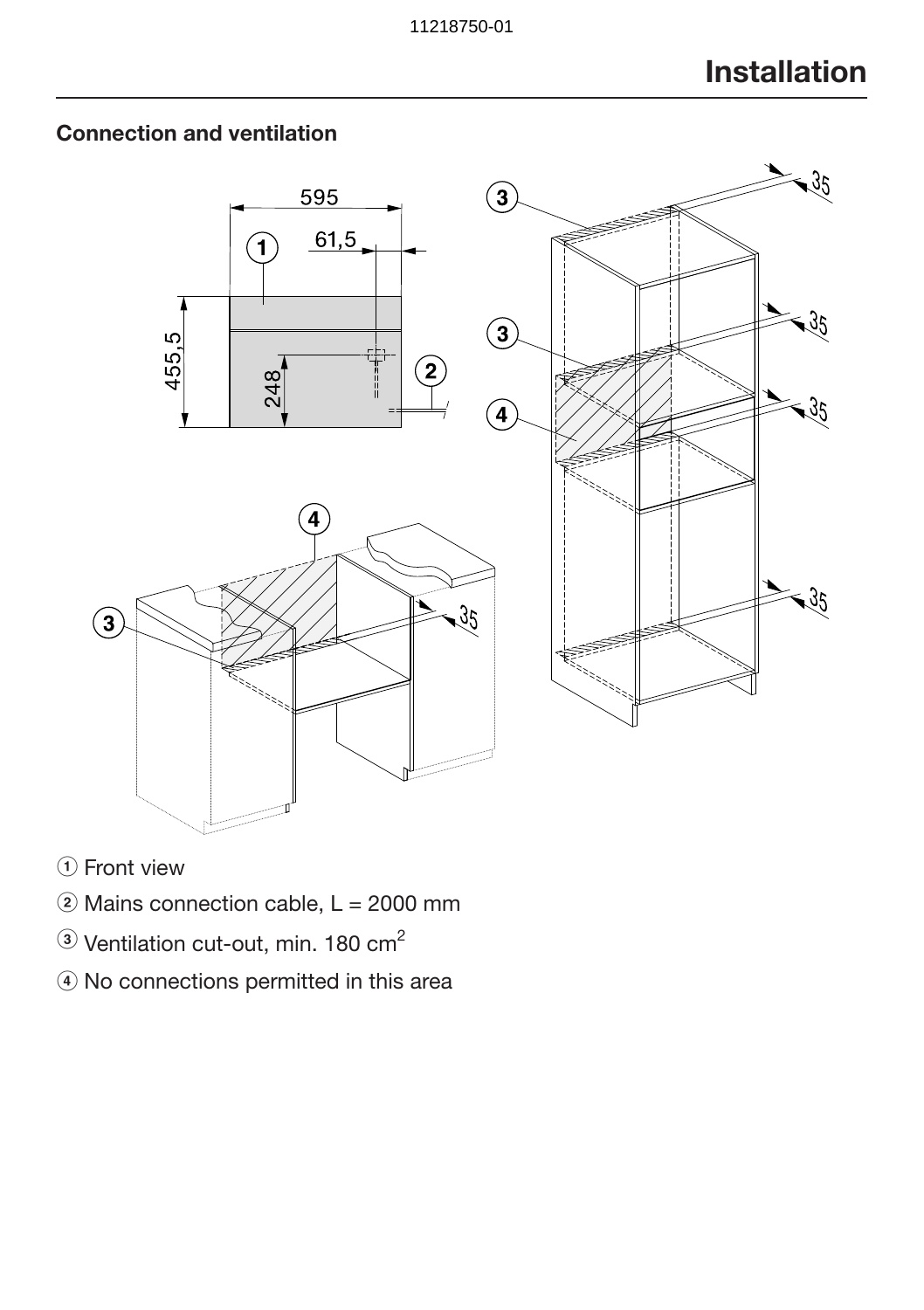# Installation

## Connection and ventilation

595

61,5

455,5

248

35

35

35

35

35

① Front view

② Mains connection cable, L = 2000 mm

③ Ventilation cut-out, min. 180 $cm^2$

④ No connections permitted in this area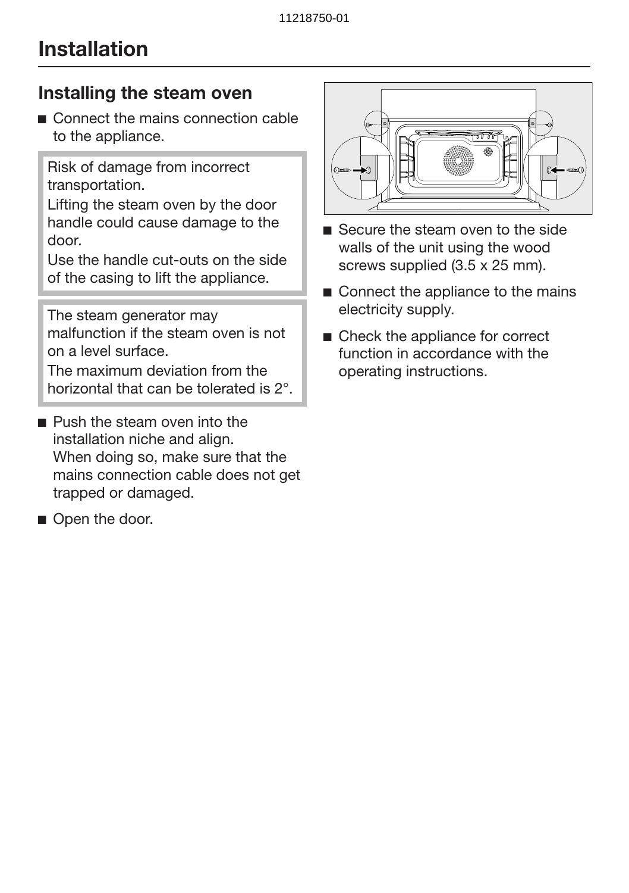# Installation

## Installing the steam oven

- Connect the mains connection cable to the appliance.

Risk of damage from incorrect transportation.
Lifting the steam oven by the door handle could cause damage to the door.
Use the handle cut-outs on the side of the casing to lift the appliance.

The steam generator may malfunction if the steam oven is not on a level surface.
The maximum deviation from the horizontal that can be tolerated is 2°.

- Push the steam oven into the installation niche and align.
  When doing so, make sure that the mains connection cable does not get trapped or damaged.

- Open the door.

- Secure the steam oven to the side walls of the unit using the wood screws supplied (3.5 x 25 mm).

- Connect the appliance to the mains electricity supply.

- Check the appliance for correct function in accordance with the operating instructions.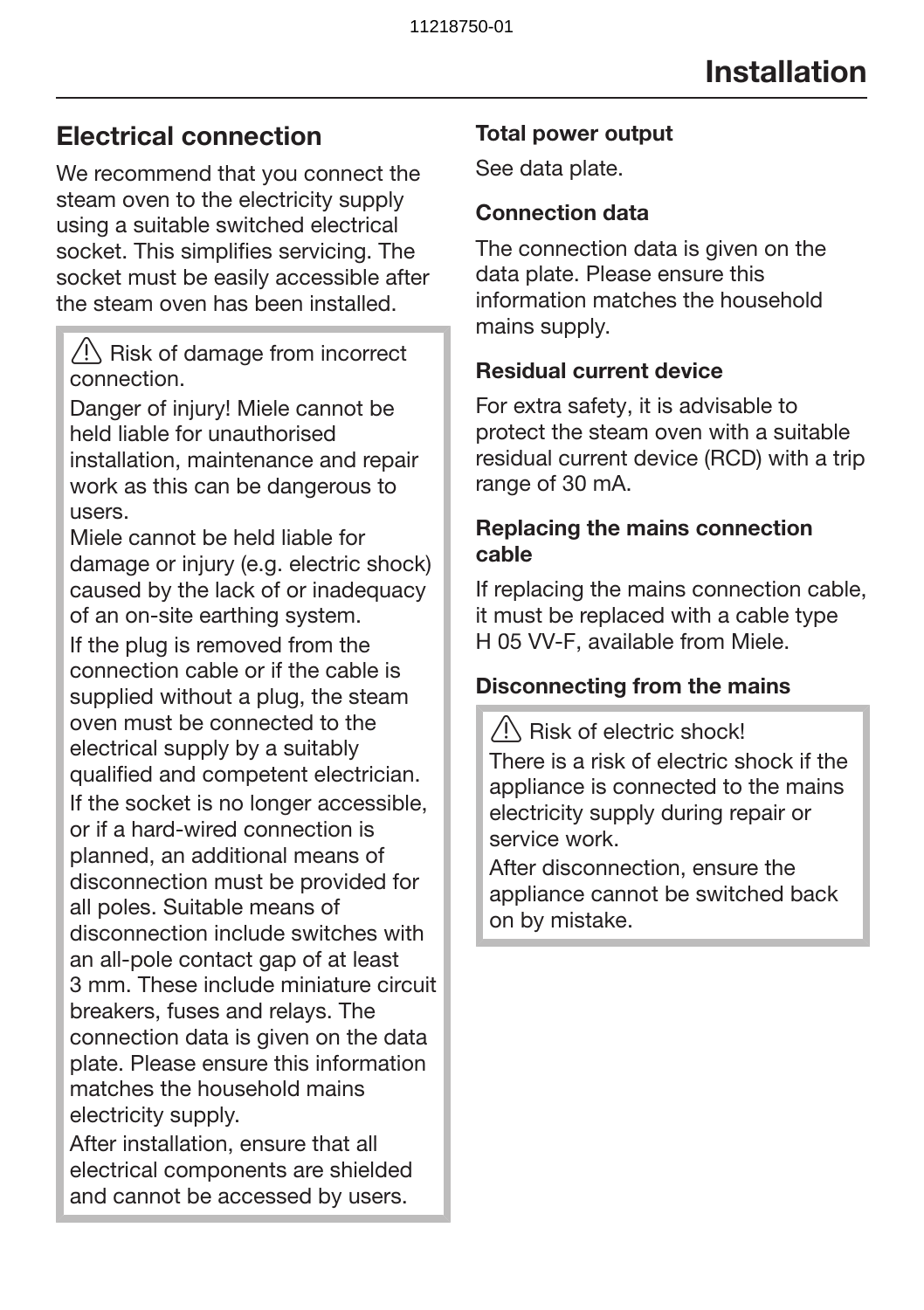# Installation

## Electrical connection

We recommend that you connect the steam oven to the electricity supply using a suitable switched electrical socket. This simplifies servicing. The socket must be easily accessible after the steam oven has been installed.

> ⚠ Risk of damage from incorrect connection.
>
> Danger of injury! Miele cannot be held liable for unauthorised installation, maintenance and repair work as this can be dangerous to users.
> Miele cannot be held liable for damage or injury (e.g. electric shock) caused by the lack of or inadequacy of an on-site earthing system.
>
> If the plug is removed from the connection cable or if the cable is supplied without a plug, the steam oven must be connected to the electrical supply by a suitably qualified and competent electrician.
>
> If the socket is no longer accessible, or if a hard-wired connection is planned, an additional means of disconnection must be provided for all poles. Suitable means of disconnection include switches with an all-pole contact gap of at least 3 mm. These include miniature circuit breakers, fuses and relays. The connection data is given on the data plate. Please ensure this information matches the household mains electricity supply.
>
> After installation, ensure that all electrical components are shielded and cannot be accessed by users.

### Total power output

See data plate.

### Connection data

The connection data is given on the data plate. Please ensure this information matches the household mains supply.

### Residual current device

For extra safety, it is advisable to protect the steam oven with a suitable residual current device (RCD) with a trip range of 30 mA.

### Replacing the mains connection cable

If replacing the mains connection cable, it must be replaced with a cable type H 05 VV-F, available from Miele.

### Disconnecting from the mains

> ⚠ Risk of electric shock!
>
> There is a risk of electric shock if the appliance is connected to the mains electricity supply during repair or service work.
>
> After disconnection, ensure the appliance cannot be switched back on by mistake.